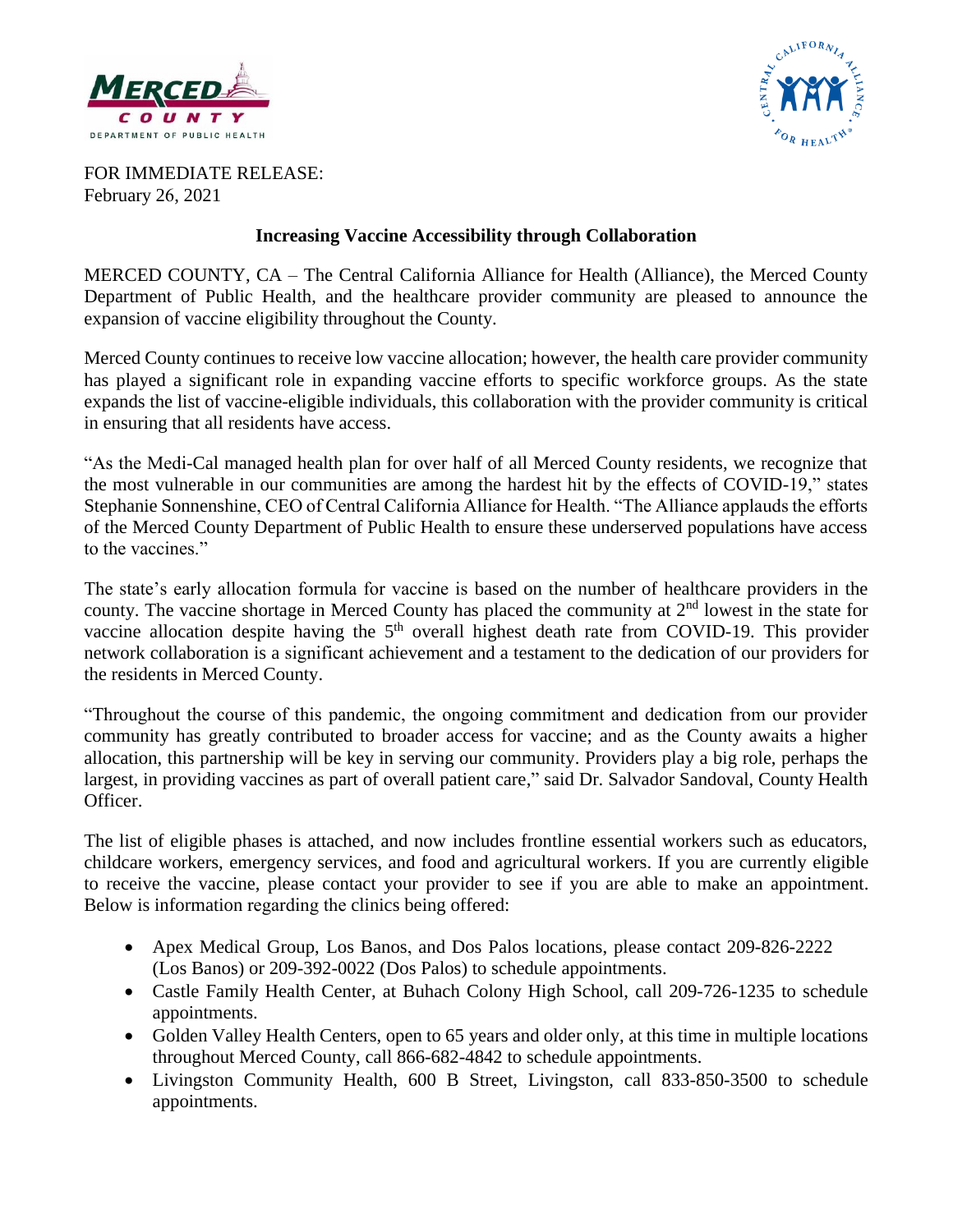FOR IMMEDIATE RELEASE:
February 26, 2021

**Increasing Vaccine Accessibility through Collaboration**

MERCED COUNTY, CA – The Central California Alliance for Health (Alliance), the Merced County Department of Public Health, and the healthcare provider community are pleased to announce the expansion of vaccine eligibility throughout the County.

Merced County continues to receive low vaccine allocation; however, the health care provider community has played a significant role in expanding vaccine efforts to specific workforce groups. As the state expands the list of vaccine-eligible individuals, this collaboration with the provider community is critical in ensuring that all residents have access.

"As the Medi-Cal managed health plan for over half of all Merced County residents, we recognize that the most vulnerable in our communities are among the hardest hit by the effects of COVID-19," states Stephanie Sonnenshine, CEO of Central California Alliance for Health. "The Alliance applauds the efforts of the Merced County Department of Public Health to ensure these underserved populations have access to the vaccines."

The state's early allocation formula for vaccine is based on the number of healthcare providers in the county. The vaccine shortage in Merced County has placed the community at 2nd lowest in the state for vaccine allocation despite having the 5th overall highest death rate from COVID-19. This provider network collaboration is a significant achievement and a testament to the dedication of our providers for the residents in Merced County.

"Throughout the course of this pandemic, the ongoing commitment and dedication from our provider community has greatly contributed to broader access for vaccine; and as the County awaits a higher allocation, this partnership will be key in serving our community. Providers play a big role, perhaps the largest, in providing vaccines as part of overall patient care," said Dr. Salvador Sandoval, County Health Officer.

The list of eligible phases is attached, and now includes frontline essential workers such as educators, childcare workers, emergency services, and food and agricultural workers. If you are currently eligible to receive the vaccine, please contact your provider to see if you are able to make an appointment. Below is information regarding the clinics being offered:

- Apex Medical Group, Los Banos, and Dos Palos locations, please contact 209-826-2222 (Los Banos) or 209-392-0022 (Dos Palos) to schedule appointments.
- Castle Family Health Center, at Buhach Colony High School, call 209-726-1235 to schedule appointments.
- Golden Valley Health Centers, open to 65 years and older only, at this time in multiple locations throughout Merced County, call 866-682-4842 to schedule appointments.
- Livingston Community Health, 600 B Street, Livingston, call 833-850-3500 to schedule appointments.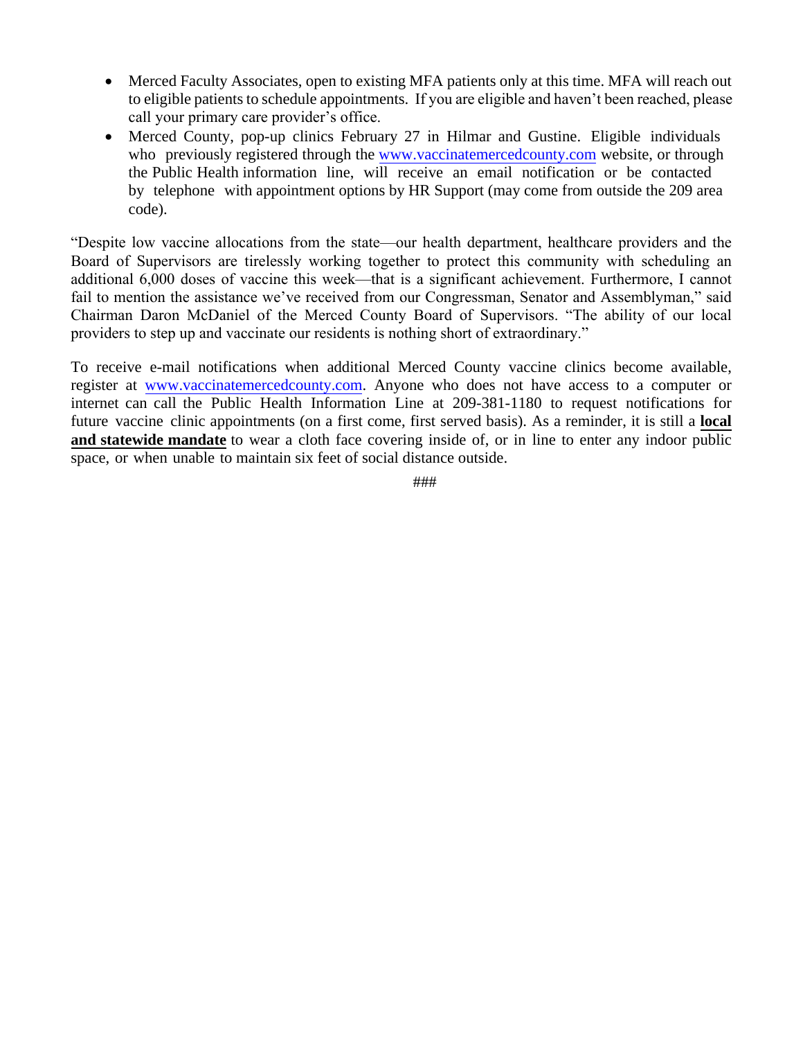- Merced Faculty Associates, open to existing MFA patients only at this time. MFA will reach out to eligible patients to schedule appointments. If you are eligible and haven't been reached, please call your primary care provider's office.
- Merced County, pop-up clinics February 27 in Hilmar and Gustine. Eligible individuals who previously registered through the www.vaccinatemercedcounty.com website, or through the Public Health information line, will receive an email notification or be contacted by telephone with appointment options by HR Support (may come from outside the 209 area code).

"Despite low vaccine allocations from the state—our health department, healthcare providers and the Board of Supervisors are tirelessly working together to protect this community with scheduling an additional 6,000 doses of vaccine this week—that is a significant achievement. Furthermore, I cannot fail to mention the assistance we've received from our Congressman, Senator and Assemblyman," said Chairman Daron McDaniel of the Merced County Board of Supervisors. "The ability of our local providers to step up and vaccinate our residents is nothing short of extraordinary."

To receive e-mail notifications when additional Merced County vaccine clinics become available, register at www.vaccinatemercedcounty.com. Anyone who does not have access to a computer or internet can call the Public Health Information Line at 209-381-1180 to request notifications for future vaccine clinic appointments (on a first come, first served basis). As a reminder, it is still a **local and statewide mandate** to wear a cloth face covering inside of, or in line to enter any indoor public space, or when unable to maintain six feet of social distance outside.

###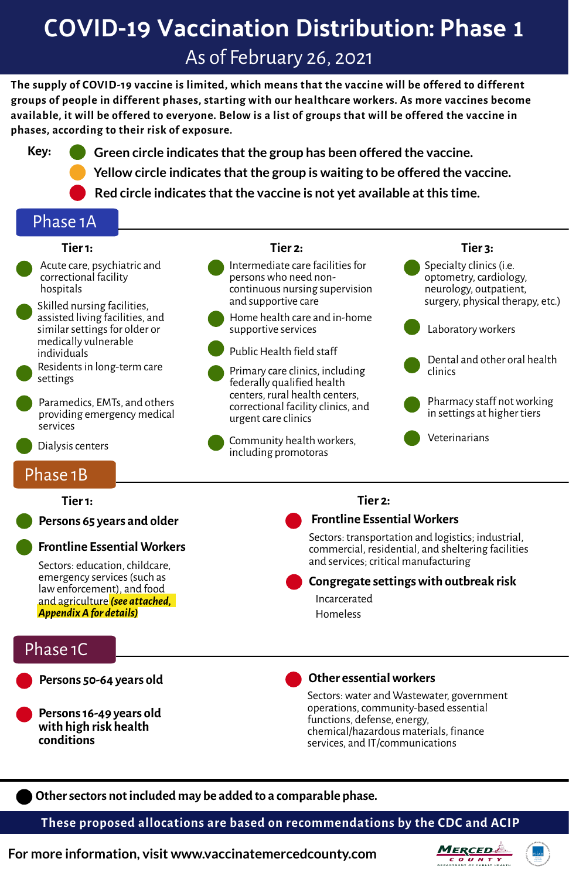# COVID-19 Vaccination Distribution: Phase 1

As of February 26, 2021

**The supply of COVID-19 vaccine is limited, which means that the vaccine will be offered to different groups of people in different phases, starting with our healthcare workers. As more vaccines become available, it will be offered to everyone. Below is a list of groups that will be offered the vaccine in phases, according to their risk of exposure.**

**Key:**

- **Green circle indicates that the group has been offered the vaccine.**
- **Yellow circle indicates that the group is waiting to be offered the vaccine.**
- **Red circle indicates that the vaccine is not yet available at this time.**

## Phase 1A

### Tier 1:

- (Green) Acute care, psychiatric and correctional facility hospitals
- (Green) Skilled nursing facilities, assisted living facilities, and similar settings for older or medically vulnerable individuals
- (Green) Residents in long-term care settings
- (Green) Paramedics, EMTs, and others providing emergency medical services
- (Green) Dialysis centers

### Tier 2:

- (Green) Intermediate care facilities for persons who need non-continuous nursing supervision and supportive care
- (Green) Home health care and in-home supportive services
- (Green) Public Health field staff
- (Green) Primary care clinics, including federally qualified health centers, rural health centers, correctional facility clinics, and urgent care clinics
- (Green) Community health workers, including promotoras

### Tier 3:

- (Green) Specialty clinics (i.e. optometry, cardiology, neurology, outpatient, surgery, physical therapy, etc.)
- (Green) Laboratory workers
- (Green) Dental and other oral health clinics
- (Green) Pharmacy staff not working in settings at higher tiers
- (Green) Veterinarians

## Phase 1B

### Tier 1:

- (Green) **Persons 65 years and older**
- (Green) **Frontline Essential Workers**

  Sectors: education, childcare, emergency services (such as law enforcement), and food and agriculture ***(see attached, Appendix A for details)***

### Tier 2:

- (Red) **Frontline Essential Workers**

  Sectors: transportation and logistics; industrial, commercial, residential, and sheltering facilities and services; critical manufacturing

- (Red) **Congregate settings with outbreak risk**

  Incarcerated

  Homeless

## Phase 1C

- (Red) **Persons 50-64 years old**
- (Red) **Persons 16-49 years old with high risk health conditions**
- (Red) **Other essential workers**

  Sectors: water and Wastewater, government operations, community-based essential functions, defense, energy, chemical/hazardous materials, finance services, and IT/communications

**Other sectors not included may be added to a comparable phase.**

**These proposed allocations are based on recommendations by the CDC and ACIP**

**For more information, visit www.vaccinatemercedcounty.com**

Merced County Department of Public Health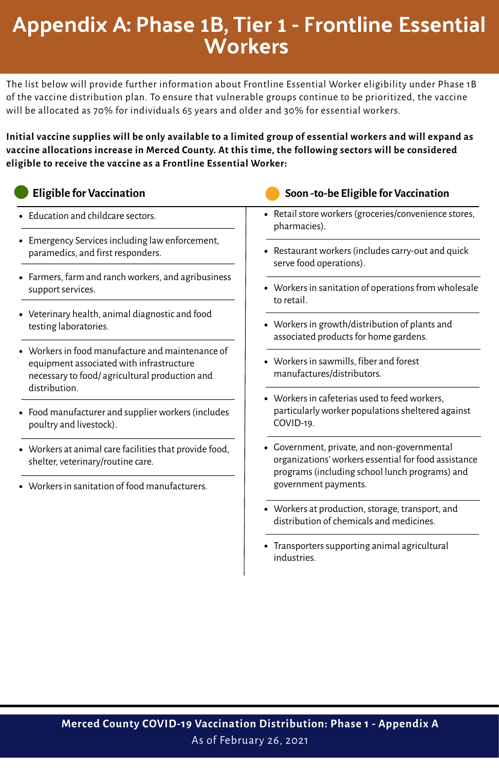# Appendix A: Phase 1B, Tier 1 - Frontline Essential Workers

The list below will provide further information about Frontline Essential Worker eligibility under Phase 1B of the vaccine distribution plan. To ensure that vulnerable groups continue to be prioritized, the vaccine will be allocated as 70% for individuals 65 years and older and 30% for essential workers.

**Initial vaccine supplies will be only available to a limited group of essential workers and will expand as vaccine allocations increase in Merced County. At this time, the following sectors will be considered eligible to receive the vaccine as a Frontline Essential Worker:**

## Eligible for Vaccination

- Education and childcare sectors.
- Emergency Services including law enforcement, paramedics, and first responders.
- Farmers, farm and ranch workers, and agribusiness support services.
- Veterinary health, animal diagnostic and food testing laboratories.
- Workers in food manufacture and maintenance of equipment associated with infrastructure necessary to food/ agricultural production and distribution.
- Food manufacturer and supplier workers (includes poultry and livestock).
- Workers at animal care facilities that provide food, shelter, veterinary/routine care.
- Workers in sanitation of food manufacturers.

## Soon -to-be Eligible for Vaccination

- Retail store workers (groceries/convenience stores, pharmacies).
- Restaurant workers (includes carry-out and quick serve food operations).
- Workers in sanitation of operations from wholesale to retail.
- Workers in growth/distribution of plants and associated products for home gardens.
- Workers in sawmills, fiber and forest manufactures/distributors.
- Workers in cafeterias used to feed workers, particularly worker populations sheltered against COVID-19.
- Government, private, and non-governmental organizations' workers essential for food assistance programs (including school lunch programs) and government payments.
- Workers at production, storage, transport, and distribution of chemicals and medicines.
- Transporters supporting animal agricultural industries.

**Merced County COVID-19 Vaccination Distribution: Phase 1 - Appendix A**

As of February 26, 2021